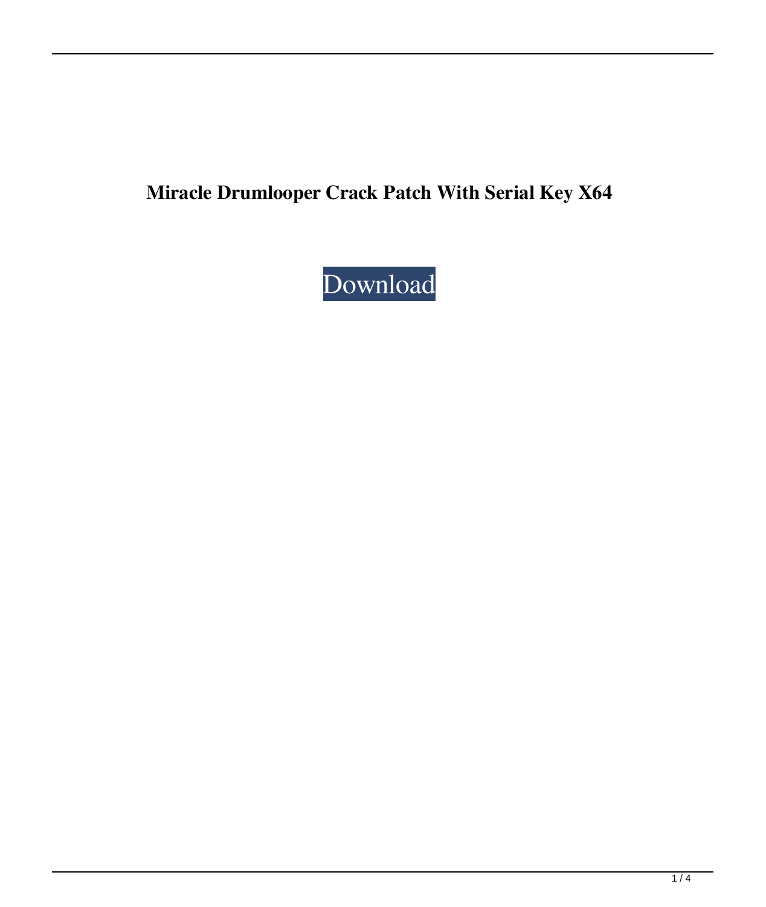**Miracle Drumlooper Crack Patch With Serial Key X64**

Download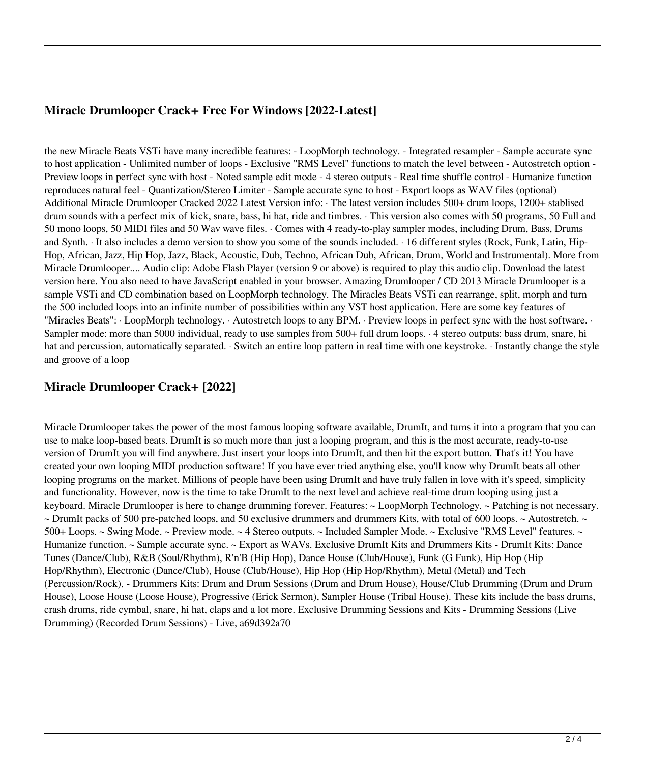## Miracle Drumlooper Crack+ Free For Windows [2022-Latest]

the new Miracle Beats VSTi have many incredible features: - LoopMorph technology. - Integrated resampler - Sample accurate sync to host application - Unlimited number of loops - Exclusive "RMS Level" functions to match the level between - Autostretch option - Preview loops in perfect sync with host - Noted sample edit mode - 4 stereo outputs - Real time shuffle control - Humanize function reproduces natural feel - Quantization/Stereo Limiter - Sample accurate sync to host - Export loops as WAV files (optional) Additional Miracle Drumlooper Cracked 2022 Latest Version info: · The latest version includes 500+ drum loops, 1200+ stablised drum sounds with a perfect mix of kick, snare, bass, hi hat, ride and timbres. · This version also comes with 50 programs, 50 Full and 50 mono loops, 50 MIDI files and 50 Wav wave files. · Comes with 4 ready-to-play sampler modes, including Drum, Bass, Drums and Synth. · It also includes a demo version to show you some of the sounds included. · 16 different styles (Rock, Funk, Latin, Hip-Hop, African, Jazz, Hip Hop, Jazz, Black, Acoustic, Dub, Techno, African Dub, African, Drum, World and Instrumental). More from Miracle Drumlooper.... Audio clip: Adobe Flash Player (version 9 or above) is required to play this audio clip. Download the latest version here. You also need to have JavaScript enabled in your browser. Amazing Drumlooper / CD 2013 Miracle Drumlooper is a sample VSTi and CD combination based on LoopMorph technology. The Miracles Beats VSTi can rearrange, split, morph and turn the 500 included loops into an infinite number of possibilities within any VST host application. Here are some key features of "Miracles Beats": · LoopMorph technology. · Autostretch loops to any BPM. · Preview loops in perfect sync with the host software. · Sampler mode: more than 5000 individual, ready to use samples from 500+ full drum loops. · 4 stereo outputs: bass drum, snare, hi hat and percussion, automatically separated. · Switch an entire loop pattern in real time with one keystroke. · Instantly change the style and groove of a loop

## Miracle Drumlooper Crack+ [2022]

Miracle Drumlooper takes the power of the most famous looping software available, DrumIt, and turns it into a program that you can use to make loop-based beats. DrumIt is so much more than just a looping program, and this is the most accurate, ready-to-use version of DrumIt you will find anywhere. Just insert your loops into DrumIt, and then hit the export button. That's it! You have created your own looping MIDI production software! If you have ever tried anything else, you'll know why DrumIt beats all other looping programs on the market. Millions of people have been using DrumIt and have truly fallen in love with it's speed, simplicity and functionality. However, now is the time to take DrumIt to the next level and achieve real-time drum looping using just a keyboard. Miracle Drumlooper is here to change drumming forever. Features: ~ LoopMorph Technology. ~ Patching is not necessary. ~ DrumIt packs of 500 pre-patched loops, and 50 exclusive drummers and drummers Kits, with total of 600 loops. ~ Autostretch. ~ 500+ Loops. ~ Swing Mode. ~ Preview mode. ~ 4 Stereo outputs. ~ Included Sampler Mode. ~ Exclusive "RMS Level" features. ~ Humanize function. ~ Sample accurate sync. ~ Export as WAVs. Exclusive DrumIt Kits and Drummers Kits - DrumIt Kits: Dance Tunes (Dance/Club), R&B (Soul/Rhythm), R'n'B (Hip Hop), Dance House (Club/House), Funk (G Funk), Hip Hop (Hip Hop/Rhythm), Electronic (Dance/Club), House (Club/House), Hip Hop (Hip Hop/Rhythm), Metal (Metal) and Tech (Percussion/Rock). - Drummers Kits: Drum and Drum Sessions (Drum and Drum House), House/Club Drumming (Drum and Drum House), Loose House (Loose House), Progressive (Erick Sermon), Sampler House (Tribal House). These kits include the bass drums, crash drums, ride cymbal, snare, hi hat, claps and a lot more. Exclusive Drumming Sessions and Kits - Drumming Sessions (Live Drumming) (Recorded Drum Sessions) - Live, a69d392a70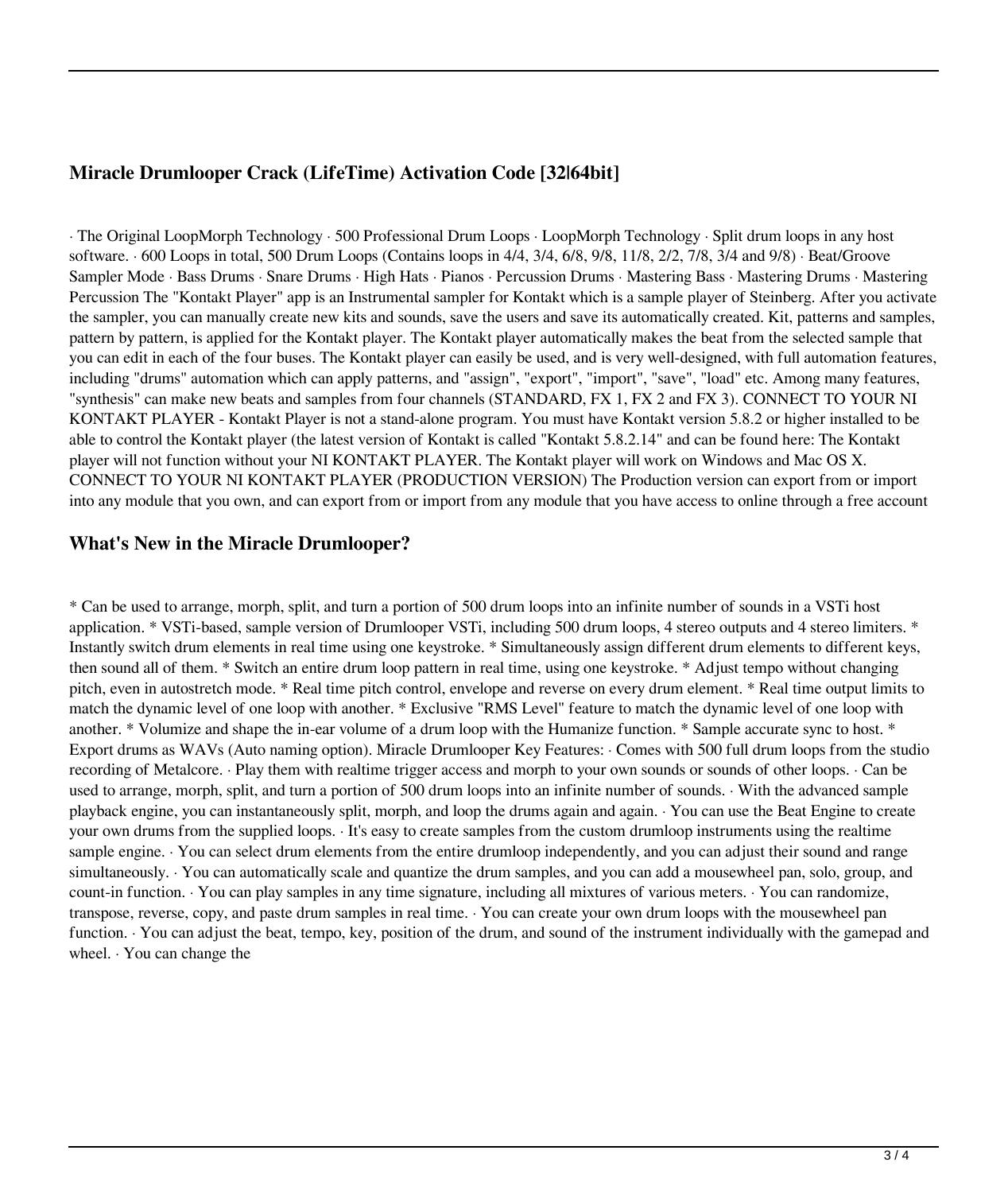## Miracle Drumlooper Crack (LifeTime) Activation Code [32|64bit]

· The Original LoopMorph Technology · 500 Professional Drum Loops · LoopMorph Technology · Split drum loops in any host software. · 600 Loops in total, 500 Drum Loops (Contains loops in 4/4, 3/4, 6/8, 9/8, 11/8, 2/2, 7/8, 3/4 and 9/8) · Beat/Groove Sampler Mode · Bass Drums · Snare Drums · High Hats · Pianos · Percussion Drums · Mastering Bass · Mastering Drums · Mastering Percussion The "Kontakt Player" app is an Instrumental sampler for Kontakt which is a sample player of Steinberg. After you activate the sampler, you can manually create new kits and sounds, save the users and save its automatically created. Kit, patterns and samples, pattern by pattern, is applied for the Kontakt player. The Kontakt player automatically makes the beat from the selected sample that you can edit in each of the four buses. The Kontakt player can easily be used, and is very well-designed, with full automation features, including "drums" automation which can apply patterns, and "assign", "export", "import", "save", "load" etc. Among many features, "synthesis" can make new beats and samples from four channels (STANDARD, FX 1, FX 2 and FX 3). CONNECT TO YOUR NI KONTAKT PLAYER - Kontakt Player is not a stand-alone program. You must have Kontakt version 5.8.2 or higher installed to be able to control the Kontakt player (the latest version of Kontakt is called "Kontakt 5.8.2.14" and can be found here: The Kontakt player will not function without your NI KONTAKT PLAYER. The Kontakt player will work on Windows and Mac OS X. CONNECT TO YOUR NI KONTAKT PLAYER (PRODUCTION VERSION) The Production version can export from or import into any module that you own, and can export from or import from any module that you have access to online through a free account

## What's New in the Miracle Drumlooper?

* Can be used to arrange, morph, split, and turn a portion of 500 drum loops into an infinite number of sounds in a VSTi host application. * VSTi-based, sample version of Drumlooper VSTi, including 500 drum loops, 4 stereo outputs and 4 stereo limiters. * Instantly switch drum elements in real time using one keystroke. * Simultaneously assign different drum elements to different keys, then sound all of them. * Switch an entire drum loop pattern in real time, using one keystroke. * Adjust tempo without changing pitch, even in autostretch mode. * Real time pitch control, envelope and reverse on every drum element. * Real time output limits to match the dynamic level of one loop with another. * Exclusive "RMS Level" feature to match the dynamic level of one loop with another. * Volumize and shape the in-ear volume of a drum loop with the Humanize function. * Sample accurate sync to host. * Export drums as WAVs (Auto naming option). Miracle Drumlooper Key Features: · Comes with 500 full drum loops from the studio recording of Metalcore. · Play them with realtime trigger access and morph to your own sounds or sounds of other loops. · Can be used to arrange, morph, split, and turn a portion of 500 drum loops into an infinite number of sounds. · With the advanced sample playback engine, you can instantaneously split, morph, and loop the drums again and again. · You can use the Beat Engine to create your own drums from the supplied loops. · It's easy to create samples from the custom drumloop instruments using the realtime sample engine. · You can select drum elements from the entire drumloop independently, and you can adjust their sound and range simultaneously. · You can automatically scale and quantize the drum samples, and you can add a mousewheel pan, solo, group, and count-in function. · You can play samples in any time signature, including all mixtures of various meters. · You can randomize, transpose, reverse, copy, and paste drum samples in real time. · You can create your own drum loops with the mousewheel pan function. · You can adjust the beat, tempo, key, position of the drum, and sound of the instrument individually with the gamepad and wheel. · You can change the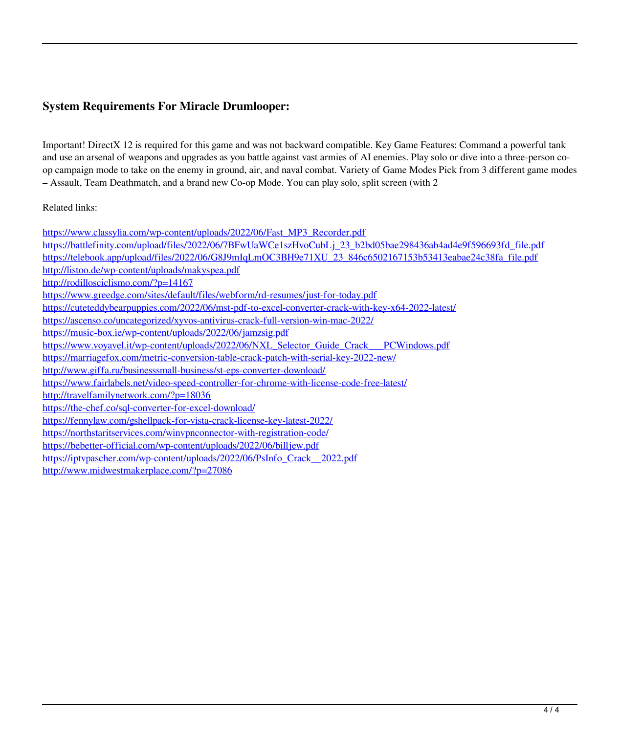## System Requirements For Miracle Drumlooper:

Important! DirectX 12 is required for this game and was not backward compatible. Key Game Features: Command a powerful tank and use an arsenal of weapons and upgrades as you battle against vast armies of AI enemies. Play solo or dive into a three-person co-op campaign mode to take on the enemy in ground, air, and naval combat. Variety of Game Modes Pick from 3 different game modes – Assault, Team Deathmatch, and a brand new Co-op Mode. You can play solo, split screen (with 2

Related links:

https://www.classylia.com/wp-content/uploads/2022/06/Fast_MP3_Recorder.pdf
https://battlefinity.com/upload/files/2022/06/7BFwUaWCe1szHvoCubLj_23_b2bd05bae298436ab4ad4e9f596693fd_file.pdf
https://telebook.app/upload/files/2022/06/G8J9mIqLmOC3BH9e71XU_23_846c6502167153b53413eabae24c38fa_file.pdf
http://listoo.de/wp-content/uploads/makyspea.pdf
http://rodillosciclismo.com/?p=14167
https://www.greedge.com/sites/default/files/webform/rd-resumes/just-for-today.pdf
https://cuteteddybearpuppies.com/2022/06/mst-pdf-to-excel-converter-crack-with-key-x64-2022-latest/
https://ascenso.co/uncategorized/xyvos-antivirus-crack-full-version-win-mac-2022/
https://music-box.ie/wp-content/uploads/2022/06/jamzsig.pdf
https://www.voyavel.it/wp-content/uploads/2022/06/NXL_Selector_Guide_Crack___PCWindows.pdf
https://marriagefox.com/metric-conversion-table-crack-patch-with-serial-key-2022-new/
http://www.giffa.ru/businesssmall-business/st-eps-converter-download/
https://www.fairlabels.net/video-speed-controller-for-chrome-with-license-code-free-latest/
http://travelfamilynetwork.com/?p=18036
https://the-chef.co/sql-converter-for-excel-download/
https://fennylaw.com/gshellpack-for-vista-crack-license-key-latest-2022/
https://northstaritservices.com/winvpnconnector-with-registration-code/
https://bebetter-official.com/wp-content/uploads/2022/06/billjew.pdf
https://iptvpascher.com/wp-content/uploads/2022/06/PsInfo_Crack__2022.pdf
http://www.midwestmakerplace.com/?p=27086